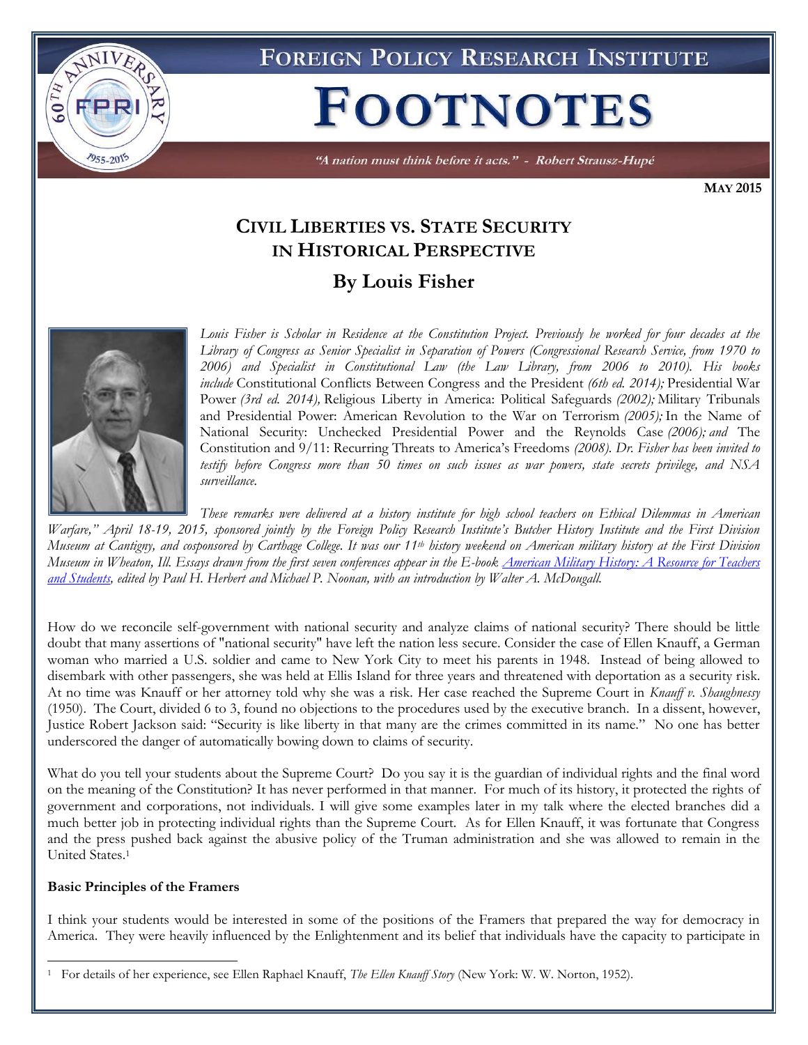# FOREIGN POLICY RESEARCH INSTITUTE

# FOOTNOTES

*"A nation must think before it acts." - Robert Strausz-Hupé*

**MAY 2015**

## CIVIL LIBERTIES VS. STATE SECURITY IN HISTORICAL PERSPECTIVE

### By Louis Fisher

*Louis Fisher is Scholar in Residence at the Constitution Project. Previously he worked for four decades at the Library of Congress as Senior Specialist in Separation of Powers (Congressional Research Service, from 1970 to 2006) and Specialist in Constitutional Law (the Law Library, from 2006 to 2010). His books include* Constitutional Conflicts Between Congress and the President *(6th ed. 2014);* Presidential War Power *(3rd ed. 2014),* Religious Liberty in America: Political Safeguards *(2002);* Military Tribunals and Presidential Power: American Revolution to the War on Terrorism *(2005);* In the Name of National Security: Unchecked Presidential Power and the Reynolds Case *(2006); and* The Constitution and 9/11: Recurring Threats to America's Freedoms *(2008). Dr. Fisher has been invited to testify before Congress more than 50 times on such issues as war powers, state secrets privilege, and NSA surveillance.*

*These remarks were delivered at a history institute for high school teachers on Ethical Dilemmas in American Warfare," April 18-19, 2015, sponsored jointly by the Foreign Policy Research Institute's Butcher History Institute and the First Division Museum at Cantigny, and cosponsored by Carthage College. It was our 11th history weekend on American military history at the First Division Museum in Wheaton, Ill. Essays drawn from the first seven conferences appear in the E-book [American Military History: A Resource for Teachers and Students], edited by Paul H. Herbert and Michael P. Noonan, with an introduction by Walter A. McDougall.*

How do we reconcile self-government with national security and analyze claims of national security? There should be little doubt that many assertions of "national security" have left the nation less secure. Consider the case of Ellen Knauff, a German woman who married a U.S. soldier and came to New York City to meet his parents in 1948. Instead of being allowed to disembark with other passengers, she was held at Ellis Island for three years and threatened with deportation as a security risk. At no time was Knauff or her attorney told why she was a risk. Her case reached the Supreme Court in *Knauff v. Shaughnessy* (1950). The Court, divided 6 to 3, found no objections to the procedures used by the executive branch. In a dissent, however, Justice Robert Jackson said: "Security is like liberty in that many are the crimes committed in its name." No one has better underscored the danger of automatically bowing down to claims of security.

What do you tell your students about the Supreme Court? Do you say it is the guardian of individual rights and the final word on the meaning of the Constitution? It has never performed in that manner. For much of its history, it protected the rights of government and corporations, not individuals. I will give some examples later in my talk where the elected branches did a much better job in protecting individual rights than the Supreme Court. As for Ellen Knauff, it was fortunate that Congress and the press pushed back against the abusive policy of the Truman administration and she was allowed to remain in the United States.[1]

**Basic Principles of the Framers**

I think your students would be interested in some of the positions of the Framers that prepared the way for democracy in America. They were heavily influenced by the Enlightenment and its belief that individuals have the capacity to participate in

[1] For details of her experience, see Ellen Raphael Knauff, *The Ellen Knauff Story* (New York: W. W. Norton, 1952).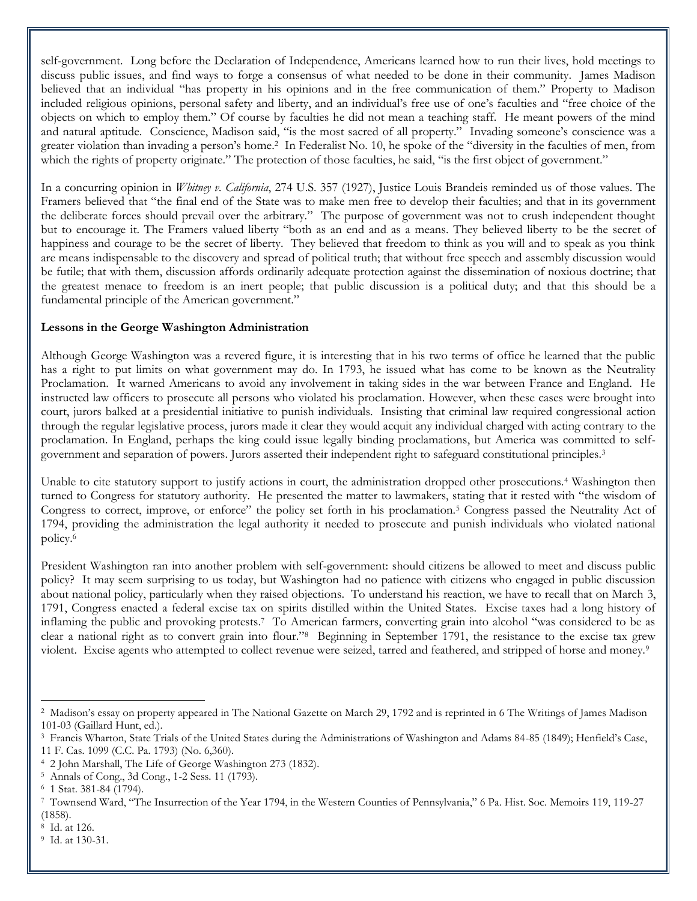self-government. Long before the Declaration of Independence, Americans learned how to run their lives, hold meetings to discuss public issues, and find ways to forge a consensus of what needed to be done in their community. James Madison believed that an individual "has property in his opinions and in the free communication of them." Property to Madison included religious opinions, personal safety and liberty, and an individual's free use of one's faculties and "free choice of the objects on which to employ them." Of course by faculties he did not mean a teaching staff. He meant powers of the mind and natural aptitude. Conscience, Madison said, "is the most sacred of all property." Invading someone's conscience was a greater violation than invading a person's home.[2] In Federalist No. 10, he spoke of the "diversity in the faculties of men, from which the rights of property originate." The protection of those faculties, he said, "is the first object of government."

In a concurring opinion in *Whitney v. California*, 274 U.S. 357 (1927), Justice Louis Brandeis reminded us of those values. The Framers believed that "the final end of the State was to make men free to develop their faculties; and that in its government the deliberate forces should prevail over the arbitrary." The purpose of government was not to crush independent thought but to encourage it. The Framers valued liberty "both as an end and as a means. They believed liberty to be the secret of happiness and courage to be the secret of liberty. They believed that freedom to think as you will and to speak as you think are means indispensable to the discovery and spread of political truth; that without free speech and assembly discussion would be futile; that with them, discussion affords ordinarily adequate protection against the dissemination of noxious doctrine; that the greatest menace to freedom is an inert people; that public discussion is a political duty; and that this should be a fundamental principle of the American government."

**Lessons in the George Washington Administration**

Although George Washington was a revered figure, it is interesting that in his two terms of office he learned that the public has a right to put limits on what government may do. In 1793, he issued what has come to be known as the Neutrality Proclamation. It warned Americans to avoid any involvement in taking sides in the war between France and England. He instructed law officers to prosecute all persons who violated his proclamation. However, when these cases were brought into court, jurors balked at a presidential initiative to punish individuals. Insisting that criminal law required congressional action through the regular legislative process, jurors made it clear they would acquit any individual charged with acting contrary to the proclamation. In England, perhaps the king could issue legally binding proclamations, but America was committed to self-government and separation of powers. Jurors asserted their independent right to safeguard constitutional principles.[3]

Unable to cite statutory support to justify actions in court, the administration dropped other prosecutions.[4] Washington then turned to Congress for statutory authority. He presented the matter to lawmakers, stating that it rested with "the wisdom of Congress to correct, improve, or enforce" the policy set forth in his proclamation.[5] Congress passed the Neutrality Act of 1794, providing the administration the legal authority it needed to prosecute and punish individuals who violated national policy.[6]

President Washington ran into another problem with self-government: should citizens be allowed to meet and discuss public policy? It may seem surprising to us today, but Washington had no patience with citizens who engaged in public discussion about national policy, particularly when they raised objections. To understand his reaction, we have to recall that on March 3, 1791, Congress enacted a federal excise tax on spirits distilled within the United States. Excise taxes had a long history of inflaming the public and provoking protests.[7] To American farmers, converting grain into alcohol "was considered to be as clear a national right as to convert grain into flour."[8] Beginning in September 1791, the resistance to the excise tax grew violent. Excise agents who attempted to collect revenue were seized, tarred and feathered, and stripped of horse and money.[9]

---

[2] Madison's essay on property appeared in The National Gazette on March 29, 1792 and is reprinted in 6 The Writings of James Madison 101-03 (Gaillard Hunt, ed.).

[3] Francis Wharton, State Trials of the United States during the Administrations of Washington and Adams 84-85 (1849); Henfield's Case, 11 F. Cas. 1099 (C.C. Pa. 1793) (No. 6,360).

[4] 2 John Marshall, The Life of George Washington 273 (1832).

[5] Annals of Cong., 3d Cong., 1-2 Sess. 11 (1793).

[6] 1 Stat. 381-84 (1794).

[7] Townsend Ward, "The Insurrection of the Year 1794, in the Western Counties of Pennsylvania," 6 Pa. Hist. Soc. Memoirs 119, 119-27 (1858).

[8] Id. at 126.

[9] Id. at 130-31.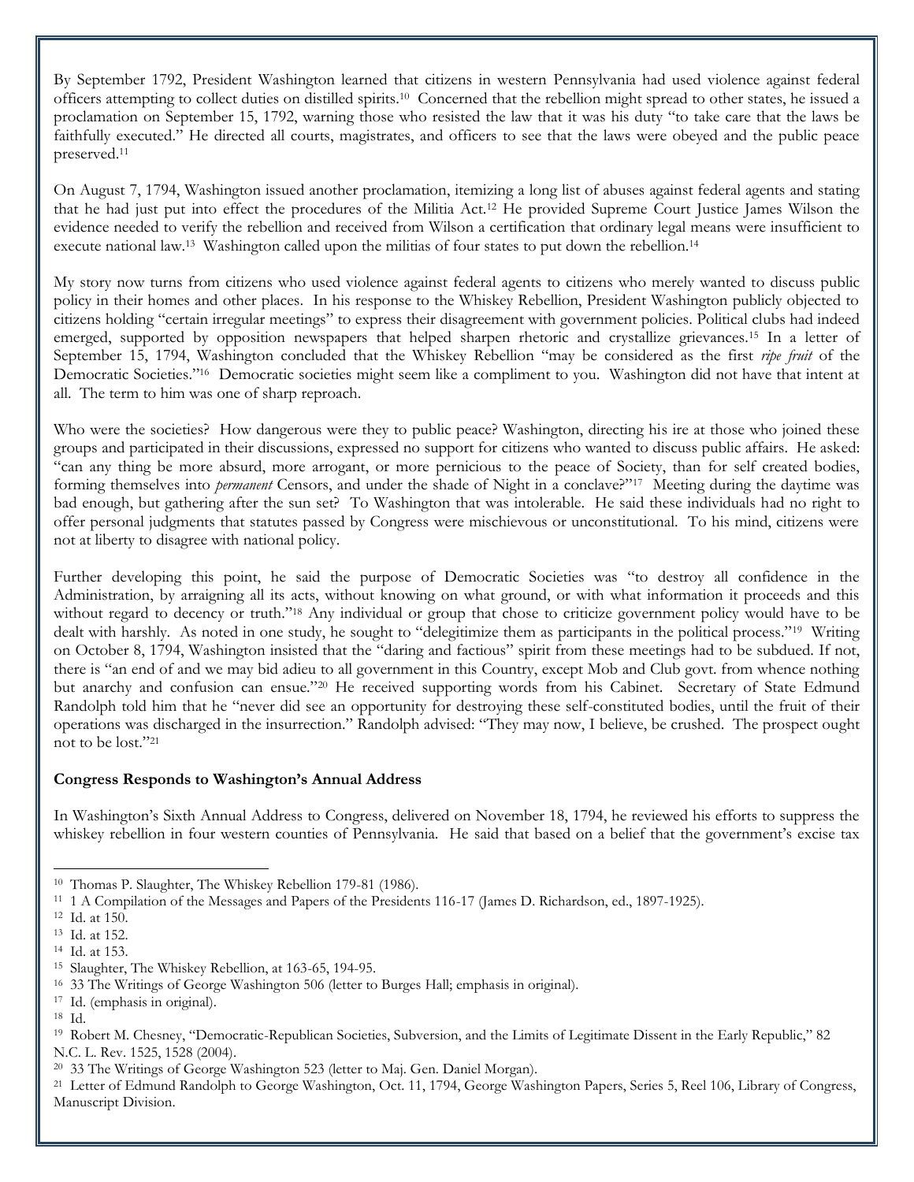By September 1792, President Washington learned that citizens in western Pennsylvania had used violence against federal officers attempting to collect duties on distilled spirits.[10] Concerned that the rebellion might spread to other states, he issued a proclamation on September 15, 1792, warning those who resisted the law that it was his duty "to take care that the laws be faithfully executed." He directed all courts, magistrates, and officers to see that the laws were obeyed and the public peace preserved.[11]

On August 7, 1794, Washington issued another proclamation, itemizing a long list of abuses against federal agents and stating that he had just put into effect the procedures of the Militia Act.[12] He provided Supreme Court Justice James Wilson the evidence needed to verify the rebellion and received from Wilson a certification that ordinary legal means were insufficient to execute national law.[13] Washington called upon the militias of four states to put down the rebellion.[14]

My story now turns from citizens who used violence against federal agents to citizens who merely wanted to discuss public policy in their homes and other places. In his response to the Whiskey Rebellion, President Washington publicly objected to citizens holding "certain irregular meetings" to express their disagreement with government policies. Political clubs had indeed emerged, supported by opposition newspapers that helped sharpen rhetoric and crystallize grievances.[15] In a letter of September 15, 1794, Washington concluded that the Whiskey Rebellion "may be considered as the first *ripe fruit* of the Democratic Societies."[16] Democratic societies might seem like a compliment to you. Washington did not have that intent at all. The term to him was one of sharp reproach.

Who were the societies? How dangerous were they to public peace? Washington, directing his ire at those who joined these groups and participated in their discussions, expressed no support for citizens who wanted to discuss public affairs. He asked: "can any thing be more absurd, more arrogant, or more pernicious to the peace of Society, than for self created bodies, forming themselves into *permanent* Censors, and under the shade of Night in a conclave?"[17] Meeting during the daytime was bad enough, but gathering after the sun set? To Washington that was intolerable. He said these individuals had no right to offer personal judgments that statutes passed by Congress were mischievous or unconstitutional. To his mind, citizens were not at liberty to disagree with national policy.

Further developing this point, he said the purpose of Democratic Societies was "to destroy all confidence in the Administration, by arraigning all its acts, without knowing on what ground, or with what information it proceeds and this without regard to decency or truth."[18] Any individual or group that chose to criticize government policy would have to be dealt with harshly. As noted in one study, he sought to "delegitimize them as participants in the political process."[19] Writing on October 8, 1794, Washington insisted that the "daring and factious" spirit from these meetings had to be subdued. If not, there is "an end of and we may bid adieu to all government in this Country, except Mob and Club govt. from whence nothing but anarchy and confusion can ensue."[20] He received supporting words from his Cabinet. Secretary of State Edmund Randolph told him that he "never did see an opportunity for destroying these self-constituted bodies, until the fruit of their operations was discharged in the insurrection." Randolph advised: "They may now, I believe, be crushed. The prospect ought not to be lost."[21]

**Congress Responds to Washington's Annual Address**

In Washington's Sixth Annual Address to Congress, delivered on November 18, 1794, he reviewed his efforts to suppress the whiskey rebellion in four western counties of Pennsylvania. He said that based on a belief that the government's excise tax

---

[10] Thomas P. Slaughter, The Whiskey Rebellion 179-81 (1986).

[11] 1 A Compilation of the Messages and Papers of the Presidents 116-17 (James D. Richardson, ed., 1897-1925).

[12] Id. at 150.

[13] Id. at 152.

[14] Id. at 153.

[15] Slaughter, The Whiskey Rebellion, at 163-65, 194-95.

[16] 33 The Writings of George Washington 506 (letter to Burges Hall; emphasis in original).

[17] Id. (emphasis in original).

[18] Id.

[19] Robert M. Chesney, "Democratic-Republican Societies, Subversion, and the Limits of Legitimate Dissent in the Early Republic," 82 N.C. L. Rev. 1525, 1528 (2004).

[20] 33 The Writings of George Washington 523 (letter to Maj. Gen. Daniel Morgan).

[21] Letter of Edmund Randolph to George Washington, Oct. 11, 1794, George Washington Papers, Series 5, Reel 106, Library of Congress, Manuscript Division.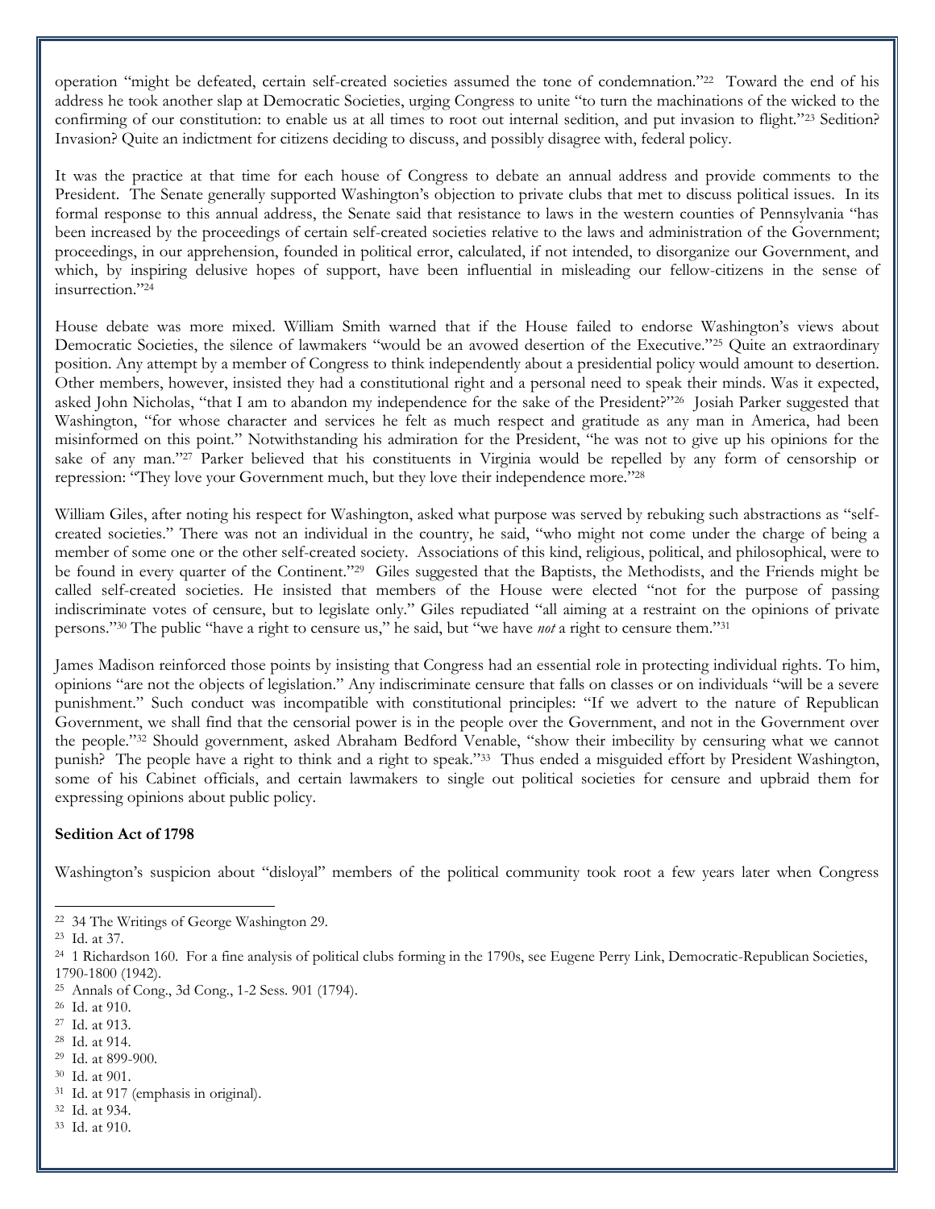operation "might be defeated, certain self-created societies assumed the tone of condemnation."[22] Toward the end of his address he took another slap at Democratic Societies, urging Congress to unite "to turn the machinations of the wicked to the confirming of our constitution: to enable us at all times to root out internal sedition, and put invasion to flight."[23] Sedition? Invasion? Quite an indictment for citizens deciding to discuss, and possibly disagree with, federal policy.

It was the practice at that time for each house of Congress to debate an annual address and provide comments to the President. The Senate generally supported Washington's objection to private clubs that met to discuss political issues. In its formal response to this annual address, the Senate said that resistance to laws in the western counties of Pennsylvania "has been increased by the proceedings of certain self-created societies relative to the laws and administration of the Government; proceedings, in our apprehension, founded in political error, calculated, if not intended, to disorganize our Government, and which, by inspiring delusive hopes of support, have been influential in misleading our fellow-citizens in the sense of insurrection."[24]

House debate was more mixed. William Smith warned that if the House failed to endorse Washington's views about Democratic Societies, the silence of lawmakers "would be an avowed desertion of the Executive."[25] Quite an extraordinary position. Any attempt by a member of Congress to think independently about a presidential policy would amount to desertion. Other members, however, insisted they had a constitutional right and a personal need to speak their minds. Was it expected, asked John Nicholas, "that I am to abandon my independence for the sake of the President?"[26] Josiah Parker suggested that Washington, "for whose character and services he felt as much respect and gratitude as any man in America, had been misinformed on this point." Notwithstanding his admiration for the President, "he was not to give up his opinions for the sake of any man."[27] Parker believed that his constituents in Virginia would be repelled by any form of censorship or repression: "They love your Government much, but they love their independence more."[28]

William Giles, after noting his respect for Washington, asked what purpose was served by rebuking such abstractions as "self-created societies." There was not an individual in the country, he said, "who might not come under the charge of being a member of some one or the other self-created society. Associations of this kind, religious, political, and philosophical, were to be found in every quarter of the Continent."[29] Giles suggested that the Baptists, the Methodists, and the Friends might be called self-created societies. He insisted that members of the House were elected "not for the purpose of passing indiscriminate votes of censure, but to legislate only." Giles repudiated "all aiming at a restraint on the opinions of private persons."[30] The public "have a right to censure us," he said, but "we have *not* a right to censure them."[31]

James Madison reinforced those points by insisting that Congress had an essential role in protecting individual rights. To him, opinions "are not the objects of legislation." Any indiscriminate censure that falls on classes or on individuals "will be a severe punishment." Such conduct was incompatible with constitutional principles: "If we advert to the nature of Republican Government, we shall find that the censorial power is in the people over the Government, and not in the Government over the people."[32] Should government, asked Abraham Bedford Venable, "show their imbecility by censuring what we cannot punish? The people have a right to think and a right to speak."[33] Thus ended a misguided effort by President Washington, some of his Cabinet officials, and certain lawmakers to single out political societies for censure and upbraid them for expressing opinions about public policy.

**Sedition Act of 1798**

Washington's suspicion about "disloyal" members of the political community took root a few years later when Congress

---

[22] 34 The Writings of George Washington 29.

[23] Id. at 37.

[24] 1 Richardson 160. For a fine analysis of political clubs forming in the 1790s, see Eugene Perry Link, Democratic-Republican Societies, 1790-1800 (1942).

[25] Annals of Cong., 3d Cong., 1-2 Sess. 901 (1794).

[26] Id. at 910.

[27] Id. at 913.

[28] Id. at 914.

[29] Id. at 899-900.

[30] Id. at 901.

[31] Id. at 917 (emphasis in original).

[32] Id. at 934.

[33] Id. at 910.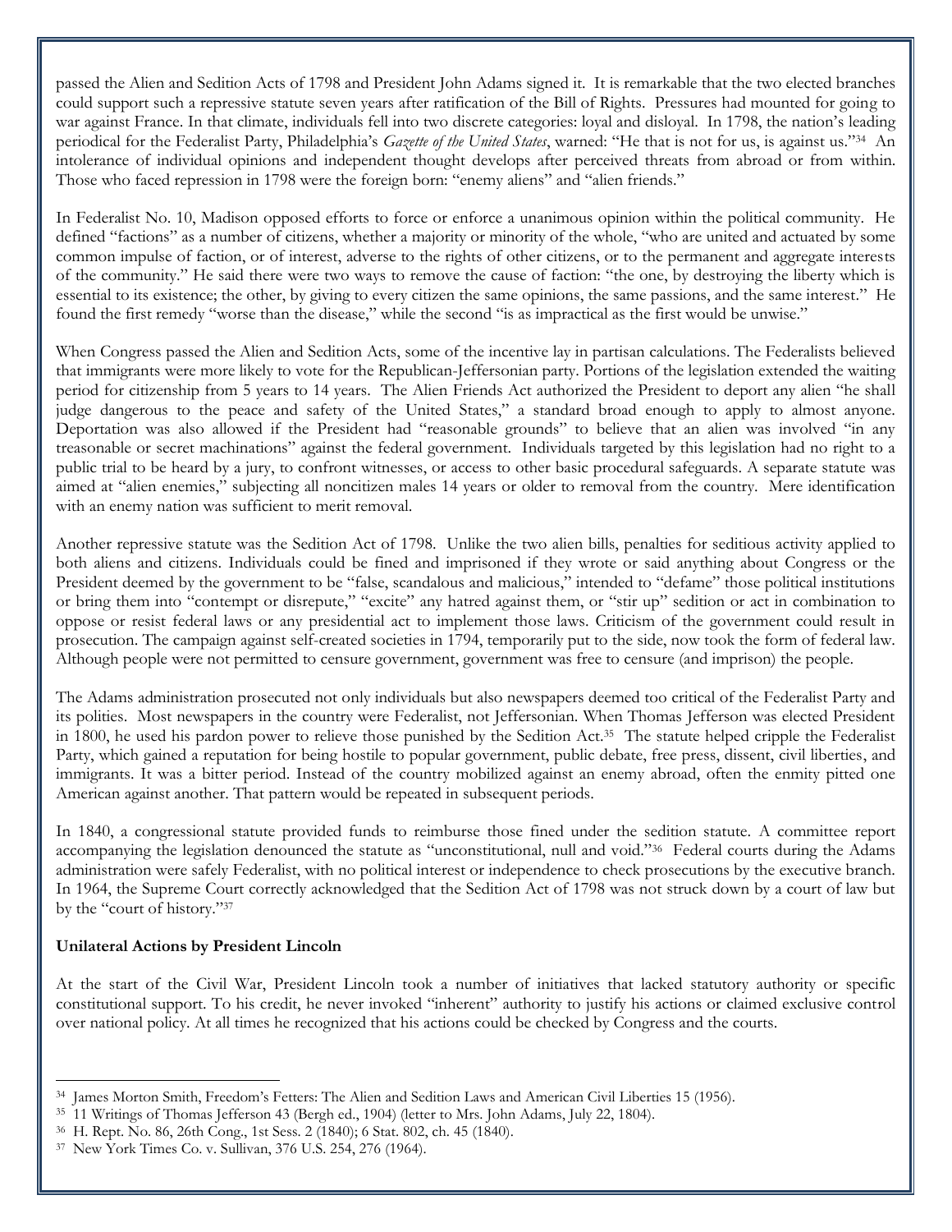passed the Alien and Sedition Acts of 1798 and President John Adams signed it. It is remarkable that the two elected branches could support such a repressive statute seven years after ratification of the Bill of Rights. Pressures had mounted for going to war against France. In that climate, individuals fell into two discrete categories: loyal and disloyal. In 1798, the nation's leading periodical for the Federalist Party, Philadelphia's *Gazette of the United States*, warned: "He that is not for us, is against us."[34] An intolerance of individual opinions and independent thought develops after perceived threats from abroad or from within. Those who faced repression in 1798 were the foreign born: "enemy aliens" and "alien friends."

In Federalist No. 10, Madison opposed efforts to force or enforce a unanimous opinion within the political community. He defined "factions" as a number of citizens, whether a majority or minority of the whole, "who are united and actuated by some common impulse of faction, or of interest, adverse to the rights of other citizens, or to the permanent and aggregate interests of the community." He said there were two ways to remove the cause of faction: "the one, by destroying the liberty which is essential to its existence; the other, by giving to every citizen the same opinions, the same passions, and the same interest." He found the first remedy "worse than the disease," while the second "is as impractical as the first would be unwise."

When Congress passed the Alien and Sedition Acts, some of the incentive lay in partisan calculations. The Federalists believed that immigrants were more likely to vote for the Republican-Jeffersonian party. Portions of the legislation extended the waiting period for citizenship from 5 years to 14 years. The Alien Friends Act authorized the President to deport any alien "he shall judge dangerous to the peace and safety of the United States," a standard broad enough to apply to almost anyone. Deportation was also allowed if the President had "reasonable grounds" to believe that an alien was involved "in any treasonable or secret machinations" against the federal government. Individuals targeted by this legislation had no right to a public trial to be heard by a jury, to confront witnesses, or access to other basic procedural safeguards. A separate statute was aimed at "alien enemies," subjecting all noncitizen males 14 years or older to removal from the country. Mere identification with an enemy nation was sufficient to merit removal.

Another repressive statute was the Sedition Act of 1798. Unlike the two alien bills, penalties for seditious activity applied to both aliens and citizens. Individuals could be fined and imprisoned if they wrote or said anything about Congress or the President deemed by the government to be "false, scandalous and malicious," intended to "defame" those political institutions or bring them into "contempt or disrepute," "excite" any hatred against them, or "stir up" sedition or act in combination to oppose or resist federal laws or any presidential act to implement those laws. Criticism of the government could result in prosecution. The campaign against self-created societies in 1794, temporarily put to the side, now took the form of federal law. Although people were not permitted to censure government, government was free to censure (and imprison) the people.

The Adams administration prosecuted not only individuals but also newspapers deemed too critical of the Federalist Party and its polities. Most newspapers in the country were Federalist, not Jeffersonian. When Thomas Jefferson was elected President in 1800, he used his pardon power to relieve those punished by the Sedition Act.[35] The statute helped cripple the Federalist Party, which gained a reputation for being hostile to popular government, public debate, free press, dissent, civil liberties, and immigrants. It was a bitter period. Instead of the country mobilized against an enemy abroad, often the enmity pitted one American against another. That pattern would be repeated in subsequent periods.

In 1840, a congressional statute provided funds to reimburse those fined under the sedition statute. A committee report accompanying the legislation denounced the statute as "unconstitutional, null and void."[36] Federal courts during the Adams administration were safely Federalist, with no political interest or independence to check prosecutions by the executive branch. In 1964, the Supreme Court correctly acknowledged that the Sedition Act of 1798 was not struck down by a court of law but by the "court of history."[37]

**Unilateral Actions by President Lincoln**

At the start of the Civil War, President Lincoln took a number of initiatives that lacked statutory authority or specific constitutional support. To his credit, he never invoked "inherent" authority to justify his actions or claimed exclusive control over national policy. At all times he recognized that his actions could be checked by Congress and the courts.

---

[34] James Morton Smith, Freedom's Fetters: The Alien and Sedition Laws and American Civil Liberties 15 (1956).

[35] 11 Writings of Thomas Jefferson 43 (Bergh ed., 1904) (letter to Mrs. John Adams, July 22, 1804).

[36] H. Rept. No. 86, 26th Cong., 1st Sess. 2 (1840); 6 Stat. 802, ch. 45 (1840).

[37] New York Times Co. v. Sullivan, 376 U.S. 254, 276 (1964).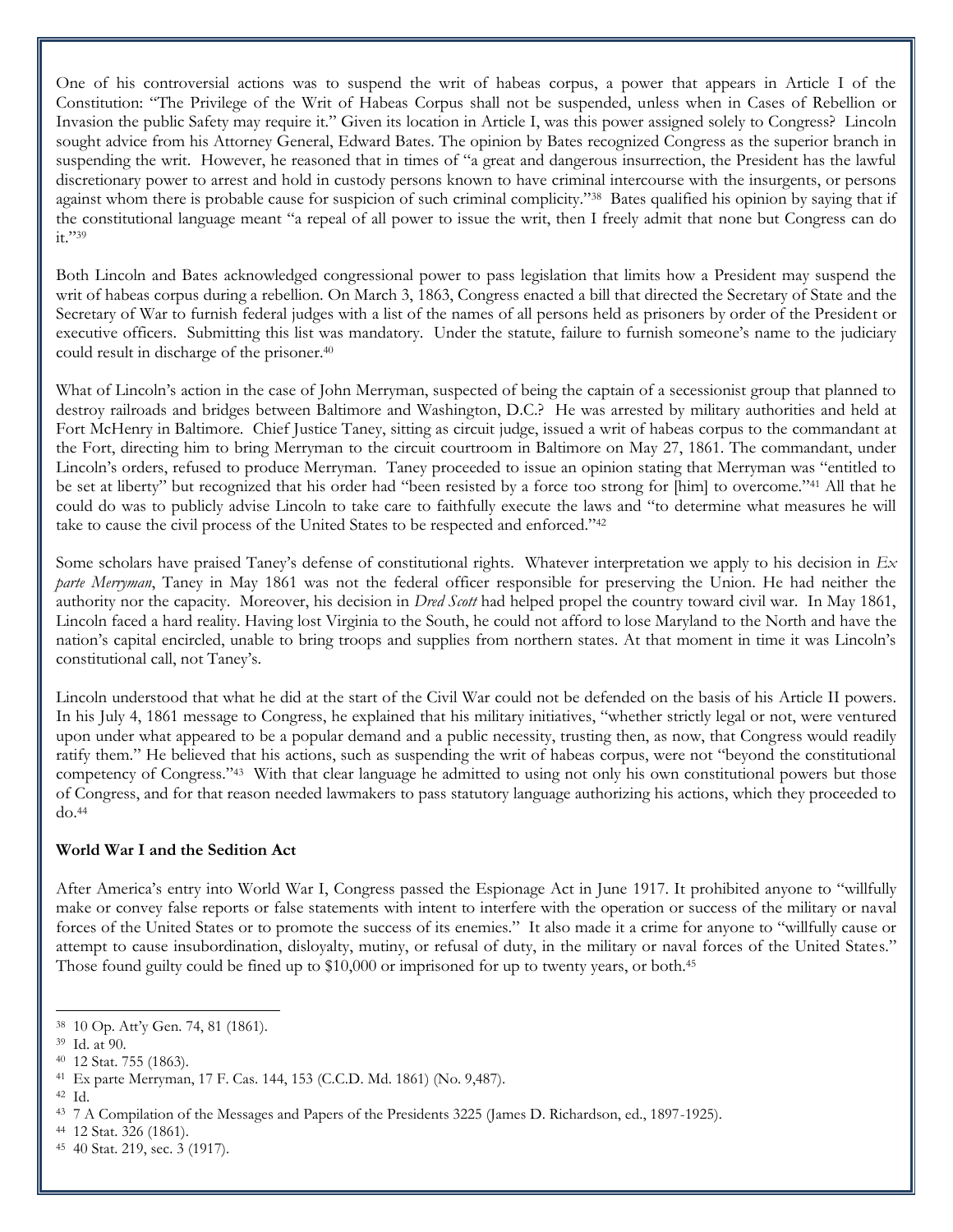One of his controversial actions was to suspend the writ of habeas corpus, a power that appears in Article I of the Constitution: "The Privilege of the Writ of Habeas Corpus shall not be suspended, unless when in Cases of Rebellion or Invasion the public Safety may require it." Given its location in Article I, was this power assigned solely to Congress? Lincoln sought advice from his Attorney General, Edward Bates. The opinion by Bates recognized Congress as the superior branch in suspending the writ. However, he reasoned that in times of "a great and dangerous insurrection, the President has the lawful discretionary power to arrest and hold in custody persons known to have criminal intercourse with the insurgents, or persons against whom there is probable cause for suspicion of such criminal complicity."[38] Bates qualified his opinion by saying that if the constitutional language meant "a repeal of all power to issue the writ, then I freely admit that none but Congress can do it."[39]

Both Lincoln and Bates acknowledged congressional power to pass legislation that limits how a President may suspend the writ of habeas corpus during a rebellion. On March 3, 1863, Congress enacted a bill that directed the Secretary of State and the Secretary of War to furnish federal judges with a list of the names of all persons held as prisoners by order of the President or executive officers. Submitting this list was mandatory. Under the statute, failure to furnish someone's name to the judiciary could result in discharge of the prisoner.[40]

What of Lincoln's action in the case of John Merryman, suspected of being the captain of a secessionist group that planned to destroy railroads and bridges between Baltimore and Washington, D.C.? He was arrested by military authorities and held at Fort McHenry in Baltimore. Chief Justice Taney, sitting as circuit judge, issued a writ of habeas corpus to the commandant at the Fort, directing him to bring Merryman to the circuit courtroom in Baltimore on May 27, 1861. The commandant, under Lincoln's orders, refused to produce Merryman. Taney proceeded to issue an opinion stating that Merryman was "entitled to be set at liberty" but recognized that his order had "been resisted by a force too strong for [him] to overcome."[41] All that he could do was to publicly advise Lincoln to take care to faithfully execute the laws and "to determine what measures he will take to cause the civil process of the United States to be respected and enforced."[42]

Some scholars have praised Taney's defense of constitutional rights. Whatever interpretation we apply to his decision in *Ex parte Merryman*, Taney in May 1861 was not the federal officer responsible for preserving the Union. He had neither the authority nor the capacity. Moreover, his decision in *Dred Scott* had helped propel the country toward civil war. In May 1861, Lincoln faced a hard reality. Having lost Virginia to the South, he could not afford to lose Maryland to the North and have the nation's capital encircled, unable to bring troops and supplies from northern states. At that moment in time it was Lincoln's constitutional call, not Taney's.

Lincoln understood that what he did at the start of the Civil War could not be defended on the basis of his Article II powers. In his July 4, 1861 message to Congress, he explained that his military initiatives, "whether strictly legal or not, were ventured upon under what appeared to be a popular demand and a public necessity, trusting then, as now, that Congress would readily ratify them." He believed that his actions, such as suspending the writ of habeas corpus, were not "beyond the constitutional competency of Congress."[43] With that clear language he admitted to using not only his own constitutional powers but those of Congress, and for that reason needed lawmakers to pass statutory language authorizing his actions, which they proceeded to do.[44]

**World War I and the Sedition Act**

After America's entry into World War I, Congress passed the Espionage Act in June 1917. It prohibited anyone to "willfully make or convey false reports or false statements with intent to interfere with the operation or success of the military or naval forces of the United States or to promote the success of its enemies." It also made it a crime for anyone to "willfully cause or attempt to cause insubordination, disloyalty, mutiny, or refusal of duty, in the military or naval forces of the United States." Those found guilty could be fined up to $10,000 or imprisoned for up to twenty years, or both.[45]

---

[38] 10 Op. Att'y Gen. 74, 81 (1861).

[39] Id. at 90.

[40] 12 Stat. 755 (1863).

[41] Ex parte Merryman, 17 F. Cas. 144, 153 (C.C.D. Md. 1861) (No. 9,487).

[42] Id.

[43] 7 A Compilation of the Messages and Papers of the Presidents 3225 (James D. Richardson, ed., 1897-1925).

[44] 12 Stat. 326 (1861).

[45] 40 Stat. 219, sec. 3 (1917).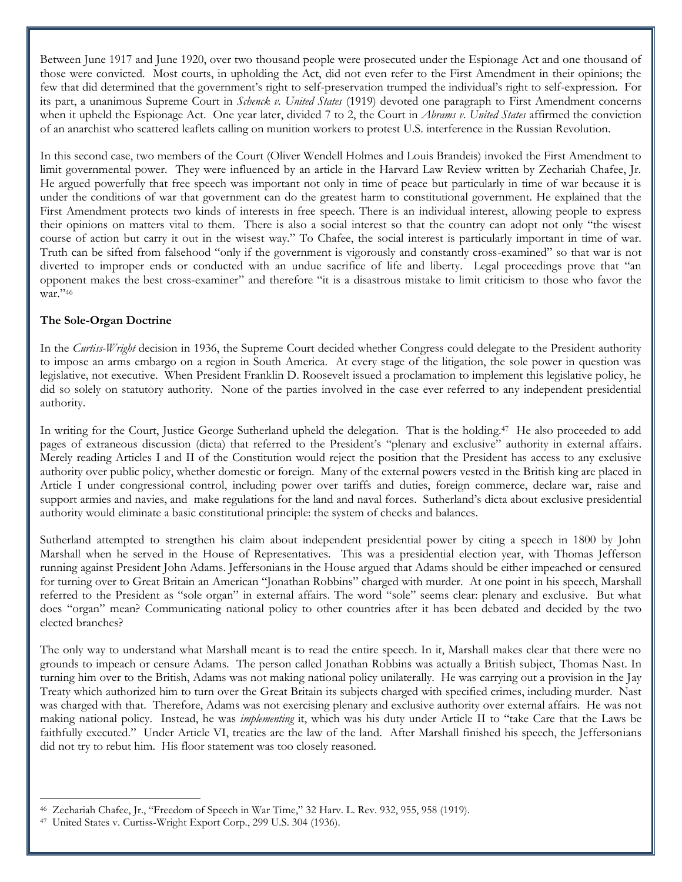Between June 1917 and June 1920, over two thousand people were prosecuted under the Espionage Act and one thousand of those were convicted. Most courts, in upholding the Act, did not even refer to the First Amendment in their opinions; the few that did determined that the government's right to self-preservation trumped the individual's right to self-expression. For its part, a unanimous Supreme Court in *Schenck v. United States* (1919) devoted one paragraph to First Amendment concerns when it upheld the Espionage Act. One year later, divided 7 to 2, the Court in *Abrams v. United States* affirmed the conviction of an anarchist who scattered leaflets calling on munition workers to protest U.S. interference in the Russian Revolution.

In this second case, two members of the Court (Oliver Wendell Holmes and Louis Brandeis) invoked the First Amendment to limit governmental power. They were influenced by an article in the Harvard Law Review written by Zechariah Chafee, Jr. He argued powerfully that free speech was important not only in time of peace but particularly in time of war because it is under the conditions of war that government can do the greatest harm to constitutional government. He explained that the First Amendment protects two kinds of interests in free speech. There is an individual interest, allowing people to express their opinions on matters vital to them. There is also a social interest so that the country can adopt not only "the wisest course of action but carry it out in the wisest way." To Chafee, the social interest is particularly important in time of war. Truth can be sifted from falsehood "only if the government is vigorously and constantly cross-examined" so that war is not diverted to improper ends or conducted with an undue sacrifice of life and liberty. Legal proceedings prove that "an opponent makes the best cross-examiner" and therefore "it is a disastrous mistake to limit criticism to those who favor the war."[46]

**The Sole-Organ Doctrine**

In the *Curtiss-Wright* decision in 1936, the Supreme Court decided whether Congress could delegate to the President authority to impose an arms embargo on a region in South America. At every stage of the litigation, the sole power in question was legislative, not executive. When President Franklin D. Roosevelt issued a proclamation to implement this legislative policy, he did so solely on statutory authority. None of the parties involved in the case ever referred to any independent presidential authority.

In writing for the Court, Justice George Sutherland upheld the delegation. That is the holding.[47] He also proceeded to add pages of extraneous discussion (dicta) that referred to the President's "plenary and exclusive" authority in external affairs. Merely reading Articles I and II of the Constitution would reject the position that the President has access to any exclusive authority over public policy, whether domestic or foreign. Many of the external powers vested in the British king are placed in Article I under congressional control, including power over tariffs and duties, foreign commerce, declare war, raise and support armies and navies, and make regulations for the land and naval forces. Sutherland's dicta about exclusive presidential authority would eliminate a basic constitutional principle: the system of checks and balances.

Sutherland attempted to strengthen his claim about independent presidential power by citing a speech in 1800 by John Marshall when he served in the House of Representatives. This was a presidential election year, with Thomas Jefferson running against President John Adams. Jeffersonians in the House argued that Adams should be either impeached or censured for turning over to Great Britain an American "Jonathan Robbins" charged with murder. At one point in his speech, Marshall referred to the President as "sole organ" in external affairs. The word "sole" seems clear: plenary and exclusive. But what does "organ" mean? Communicating national policy to other countries after it has been debated and decided by the two elected branches?

The only way to understand what Marshall meant is to read the entire speech. In it, Marshall makes clear that there were no grounds to impeach or censure Adams. The person called Jonathan Robbins was actually a British subject, Thomas Nast. In turning him over to the British, Adams was not making national policy unilaterally. He was carrying out a provision in the Jay Treaty which authorized him to turn over the Great Britain its subjects charged with specified crimes, including murder. Nast was charged with that. Therefore, Adams was not exercising plenary and exclusive authority over external affairs. He was not making national policy. Instead, he was *implementing* it, which was his duty under Article II to "take Care that the Laws be faithfully executed." Under Article VI, treaties are the law of the land. After Marshall finished his speech, the Jeffersonians did not try to rebut him. His floor statement was too closely reasoned.

---

[46] Zechariah Chafee, Jr., "Freedom of Speech in War Time," 32 Harv. L. Rev. 932, 955, 958 (1919).

[47] United States v. Curtiss-Wright Export Corp., 299 U.S. 304 (1936).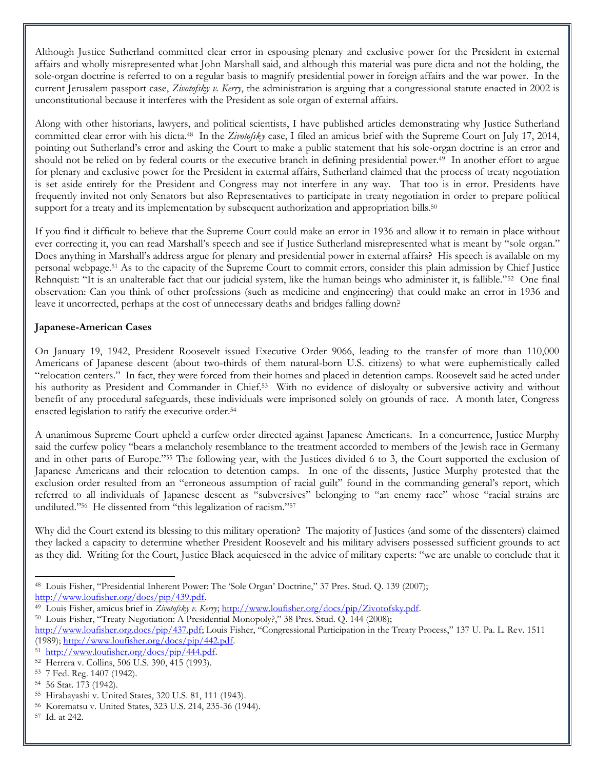Although Justice Sutherland committed clear error in espousing plenary and exclusive power for the President in external affairs and wholly misrepresented what John Marshall said, and although this material was pure dicta and not the holding, the sole-organ doctrine is referred to on a regular basis to magnify presidential power in foreign affairs and the war power. In the current Jerusalem passport case, *Zivotofsky v. Kerry*, the administration is arguing that a congressional statute enacted in 2002 is unconstitutional because it interferes with the President as sole organ of external affairs.

Along with other historians, lawyers, and political scientists, I have published articles demonstrating why Justice Sutherland committed clear error with his dicta.[48] In the *Zivotofsky* case, I filed an amicus brief with the Supreme Court on July 17, 2014, pointing out Sutherland's error and asking the Court to make a public statement that his sole-organ doctrine is an error and should not be relied on by federal courts or the executive branch in defining presidential power.[49] In another effort to argue for plenary and exclusive power for the President in external affairs, Sutherland claimed that the process of treaty negotiation is set aside entirely for the President and Congress may not interfere in any way. That too is in error. Presidents have frequently invited not only Senators but also Representatives to participate in treaty negotiation in order to prepare political support for a treaty and its implementation by subsequent authorization and appropriation bills.[50]

If you find it difficult to believe that the Supreme Court could make an error in 1936 and allow it to remain in place without ever correcting it, you can read Marshall's speech and see if Justice Sutherland misrepresented what is meant by "sole organ." Does anything in Marshall's address argue for plenary and presidential power in external affairs? His speech is available on my personal webpage.[51] As to the capacity of the Supreme Court to commit errors, consider this plain admission by Chief Justice Rehnquist: "It is an unalterable fact that our judicial system, like the human beings who administer it, is fallible."[52] One final observation: Can you think of other professions (such as medicine and engineering) that could make an error in 1936 and leave it uncorrected, perhaps at the cost of unnecessary deaths and bridges falling down?

**Japanese-American Cases**

On January 19, 1942, President Roosevelt issued Executive Order 9066, leading to the transfer of more than 110,000 Americans of Japanese descent (about two-thirds of them natural-born U.S. citizens) to what were euphemistically called "relocation centers." In fact, they were forced from their homes and placed in detention camps. Roosevelt said he acted under his authority as President and Commander in Chief.[53] With no evidence of disloyalty or subversive activity and without benefit of any procedural safeguards, these individuals were imprisoned solely on grounds of race. A month later, Congress enacted legislation to ratify the executive order.[54]

A unanimous Supreme Court upheld a curfew order directed against Japanese Americans. In a concurrence, Justice Murphy said the curfew policy "bears a melancholy resemblance to the treatment accorded to members of the Jewish race in Germany and in other parts of Europe."[55] The following year, with the Justices divided 6 to 3, the Court supported the exclusion of Japanese Americans and their relocation to detention camps. In one of the dissents, Justice Murphy protested that the exclusion order resulted from an "erroneous assumption of racial guilt" found in the commanding general's report, which referred to all individuals of Japanese descent as "subversives" belonging to "an enemy race" whose "racial strains are undiluted."[56] He dissented from "this legalization of racism."[57]

Why did the Court extend its blessing to this military operation? The majority of Justices (and some of the dissenters) claimed they lacked a capacity to determine whether President Roosevelt and his military advisers possessed sufficient grounds to act as they did. Writing for the Court, Justice Black acquiesced in the advice of military experts: "we are unable to conclude that it

---

[48] Louis Fisher, "Presidential Inherent Power: The 'Sole Organ' Doctrine," 37 Pres. Stud. Q. 139 (2007); http://www.loufisher.org/docs/pip/439.pdf.

[49] Louis Fisher, amicus brief in *Zivotofsky v. Kerry*; http://www.loufisher.org/docs/pip/Zivotofsky.pdf.

[50] Louis Fisher, "Treaty Negotiation: A Presidential Monopoly?," 38 Pres. Stud. Q. 144 (2008); http://www.loufisher.org.docs/pip/437.pdf; Louis Fisher, "Congressional Participation in the Treaty Process," 137 U. Pa. L. Rev. 1511 (1989); http://www.loufisher.org/docs/pip/442.pdf.

[51] http://www.loufisher.org/docs/pip/444.pdf.

[52] Herrera v. Collins, 506 U.S. 390, 415 (1993).

[53] 7 Fed. Reg. 1407 (1942).

[54] 56 Stat. 173 (1942).

[55] Hirabayashi v. United States, 320 U.S. 81, 111 (1943).

[56] Korematsu v. United States, 323 U.S. 214, 235-36 (1944).

[57] Id. at 242.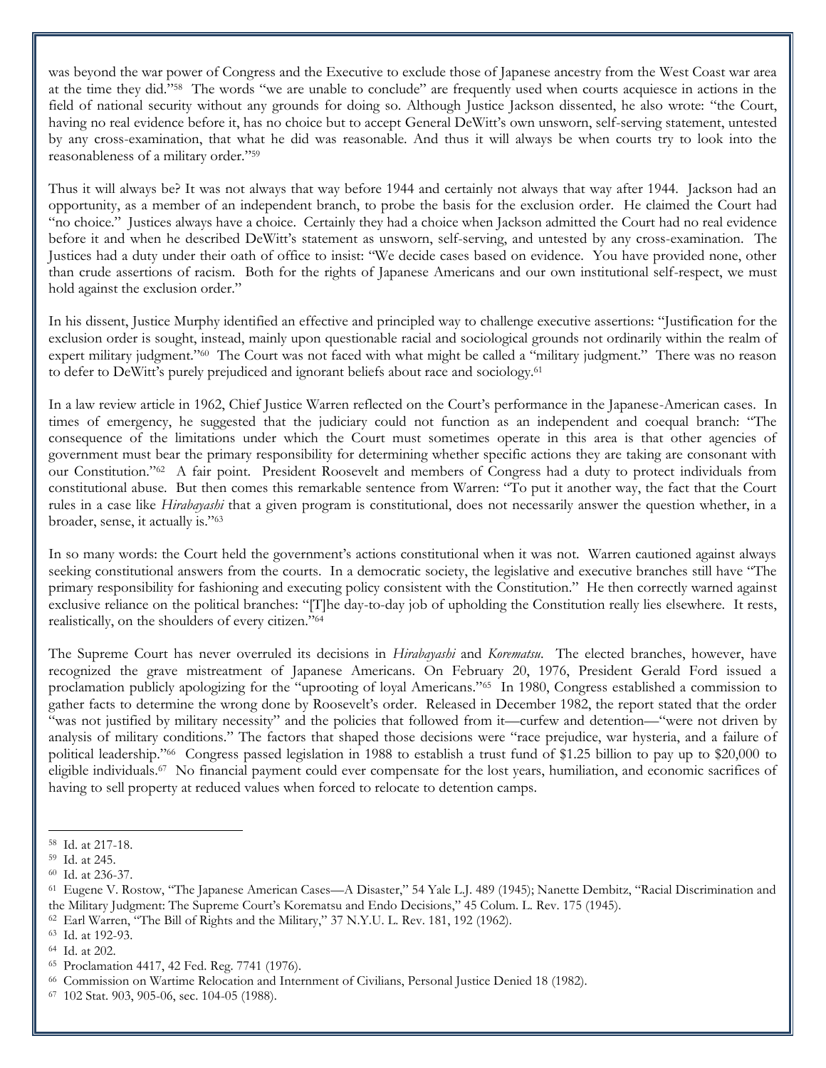was beyond the war power of Congress and the Executive to exclude those of Japanese ancestry from the West Coast war area at the time they did."[58] The words "we are unable to conclude" are frequently used when courts acquiesce in actions in the field of national security without any grounds for doing so. Although Justice Jackson dissented, he also wrote: "the Court, having no real evidence before it, has no choice but to accept General DeWitt's own unsworn, self-serving statement, untested by any cross-examination, that what he did was reasonable. And thus it will always be when courts try to look into the reasonableness of a military order."[59]

Thus it will always be? It was not always that way before 1944 and certainly not always that way after 1944. Jackson had an opportunity, as a member of an independent branch, to probe the basis for the exclusion order. He claimed the Court had "no choice." Justices always have a choice. Certainly they had a choice when Jackson admitted the Court had no real evidence before it and when he described DeWitt's statement as unsworn, self-serving, and untested by any cross-examination. The Justices had a duty under their oath of office to insist: "We decide cases based on evidence. You have provided none, other than crude assertions of racism. Both for the rights of Japanese Americans and our own institutional self-respect, we must hold against the exclusion order."

In his dissent, Justice Murphy identified an effective and principled way to challenge executive assertions: "Justification for the exclusion order is sought, instead, mainly upon questionable racial and sociological grounds not ordinarily within the realm of expert military judgment."[60] The Court was not faced with what might be called a "military judgment." There was no reason to defer to DeWitt's purely prejudiced and ignorant beliefs about race and sociology.[61]

In a law review article in 1962, Chief Justice Warren reflected on the Court's performance in the Japanese-American cases. In times of emergency, he suggested that the judiciary could not function as an independent and coequal branch: "The consequence of the limitations under which the Court must sometimes operate in this area is that other agencies of government must bear the primary responsibility for determining whether specific actions they are taking are consonant with our Constitution."[62] A fair point. President Roosevelt and members of Congress had a duty to protect individuals from constitutional abuse. But then comes this remarkable sentence from Warren: "To put it another way, the fact that the Court rules in a case like *Hirabayashi* that a given program is constitutional, does not necessarily answer the question whether, in a broader, sense, it actually is."[63]

In so many words: the Court held the government's actions constitutional when it was not. Warren cautioned against always seeking constitutional answers from the courts. In a democratic society, the legislative and executive branches still have "The primary responsibility for fashioning and executing policy consistent with the Constitution." He then correctly warned against exclusive reliance on the political branches: "[T]he day-to-day job of upholding the Constitution really lies elsewhere. It rests, realistically, on the shoulders of every citizen."[64]

The Supreme Court has never overruled its decisions in *Hirabayashi* and *Korematsu*. The elected branches, however, have recognized the grave mistreatment of Japanese Americans. On February 20, 1976, President Gerald Ford issued a proclamation publicly apologizing for the "uprooting of loyal Americans."[65] In 1980, Congress established a commission to gather facts to determine the wrong done by Roosevelt's order. Released in December 1982, the report stated that the order "was not justified by military necessity" and the policies that followed from it—curfew and detention—"were not driven by analysis of military conditions." The factors that shaped those decisions were "race prejudice, war hysteria, and a failure of political leadership."[66] Congress passed legislation in 1988 to establish a trust fund of $1.25 billion to pay up to $20,000 to eligible individuals.[67] No financial payment could ever compensate for the lost years, humiliation, and economic sacrifices of having to sell property at reduced values when forced to relocate to detention camps.

---

[58] Id. at 217-18.

[59] Id. at 245.

[60] Id. at 236-37.

[61] Eugene V. Rostow, "The Japanese American Cases—A Disaster," 54 Yale L.J. 489 (1945); Nanette Dembitz, "Racial Discrimination and the Military Judgment: The Supreme Court's Korematsu and Endo Decisions," 45 Colum. L. Rev. 175 (1945).

[62] Earl Warren, "The Bill of Rights and the Military," 37 N.Y.U. L. Rev. 181, 192 (1962).

[63] Id. at 192-93.

[64] Id. at 202.

[65] Proclamation 4417, 42 Fed. Reg. 7741 (1976).

[66] Commission on Wartime Relocation and Internment of Civilians, Personal Justice Denied 18 (1982).

[67] 102 Stat. 903, 905-06, sec. 104-05 (1988).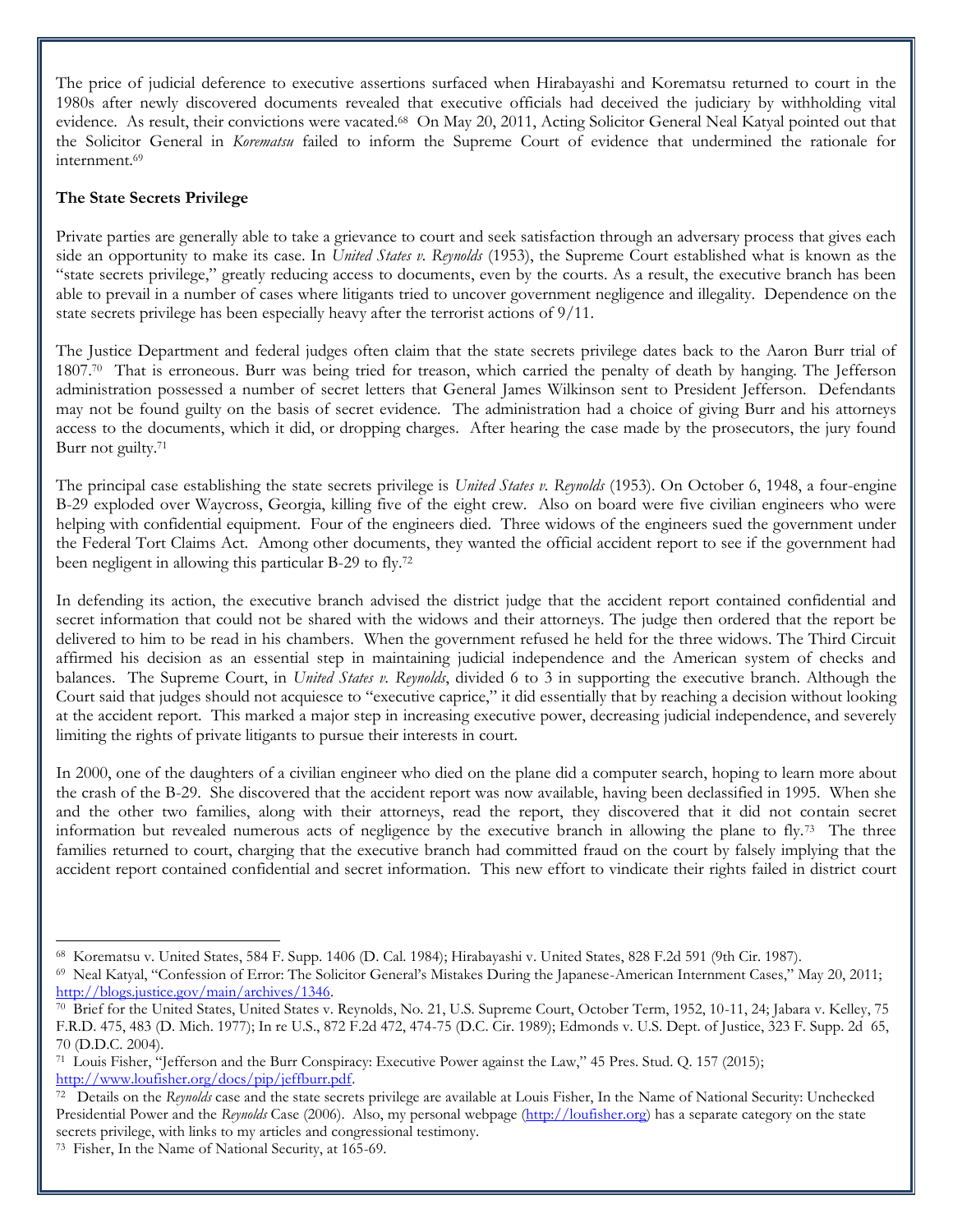The price of judicial deference to executive assertions surfaced when Hirabayashi and Korematsu returned to court in the 1980s after newly discovered documents revealed that executive officials had deceived the judiciary by withholding vital evidence. As result, their convictions were vacated.[68] On May 20, 2011, Acting Solicitor General Neal Katyal pointed out that the Solicitor General in *Korematsu* failed to inform the Supreme Court of evidence that undermined the rationale for internment.[69]

**The State Secrets Privilege**

Private parties are generally able to take a grievance to court and seek satisfaction through an adversary process that gives each side an opportunity to make its case. In *United States v. Reynolds* (1953), the Supreme Court established what is known as the "state secrets privilege," greatly reducing access to documents, even by the courts. As a result, the executive branch has been able to prevail in a number of cases where litigants tried to uncover government negligence and illegality. Dependence on the state secrets privilege has been especially heavy after the terrorist actions of 9/11.

The Justice Department and federal judges often claim that the state secrets privilege dates back to the Aaron Burr trial of 1807.[70] That is erroneous. Burr was being tried for treason, which carried the penalty of death by hanging. The Jefferson administration possessed a number of secret letters that General James Wilkinson sent to President Jefferson. Defendants may not be found guilty on the basis of secret evidence. The administration had a choice of giving Burr and his attorneys access to the documents, which it did, or dropping charges. After hearing the case made by the prosecutors, the jury found Burr not guilty.[71]

The principal case establishing the state secrets privilege is *United States v. Reynolds* (1953). On October 6, 1948, a four-engine B-29 exploded over Waycross, Georgia, killing five of the eight crew. Also on board were five civilian engineers who were helping with confidential equipment. Four of the engineers died. Three widows of the engineers sued the government under the Federal Tort Claims Act. Among other documents, they wanted the official accident report to see if the government had been negligent in allowing this particular B-29 to fly.[72]

In defending its action, the executive branch advised the district judge that the accident report contained confidential and secret information that could not be shared with the widows and their attorneys. The judge then ordered that the report be delivered to him to be read in his chambers. When the government refused he held for the three widows. The Third Circuit affirmed his decision as an essential step in maintaining judicial independence and the American system of checks and balances. The Supreme Court, in *United States v. Reynolds*, divided 6 to 3 in supporting the executive branch. Although the Court said that judges should not acquiesce to "executive caprice," it did essentially that by reaching a decision without looking at the accident report. This marked a major step in increasing executive power, decreasing judicial independence, and severely limiting the rights of private litigants to pursue their interests in court.

In 2000, one of the daughters of a civilian engineer who died on the plane did a computer search, hoping to learn more about the crash of the B-29. She discovered that the accident report was now available, having been declassified in 1995. When she and the other two families, along with their attorneys, read the report, they discovered that it did not contain secret information but revealed numerous acts of negligence by the executive branch in allowing the plane to fly.[73] The three families returned to court, charging that the executive branch had committed fraud on the court by falsely implying that the accident report contained confidential and secret information. This new effort to vindicate their rights failed in district court

---

[68] Korematsu v. United States, 584 F. Supp. 1406 (D. Cal. 1984); Hirabayashi v. United States, 828 F.2d 591 (9th Cir. 1987).

[69] Neal Katyal, "Confession of Error: The Solicitor General's Mistakes During the Japanese-American Internment Cases," May 20, 2011; http://blogs.justice.gov/main/archives/1346.

[70] Brief for the United States, United States v. Reynolds, No. 21, U.S. Supreme Court, October Term, 1952, 10-11, 24; Jabara v. Kelley, 75 F.R.D. 475, 483 (D. Mich. 1977); In re U.S., 872 F.2d 472, 474-75 (D.C. Cir. 1989); Edmonds v. U.S. Dept. of Justice, 323 F. Supp. 2d 65, 70 (D.D.C. 2004).

[71] Louis Fisher, "Jefferson and the Burr Conspiracy: Executive Power against the Law," 45 Pres. Stud. Q. 157 (2015); http://www.loufisher.org/docs/pip/jeffburr.pdf.

[72] Details on the *Reynolds* case and the state secrets privilege are available at Louis Fisher, In the Name of National Security: Unchecked Presidential Power and the *Reynolds* Case (2006). Also, my personal webpage (http://loufisher.org) has a separate category on the state secrets privilege, with links to my articles and congressional testimony.

[73] Fisher, In the Name of National Security, at 165-69.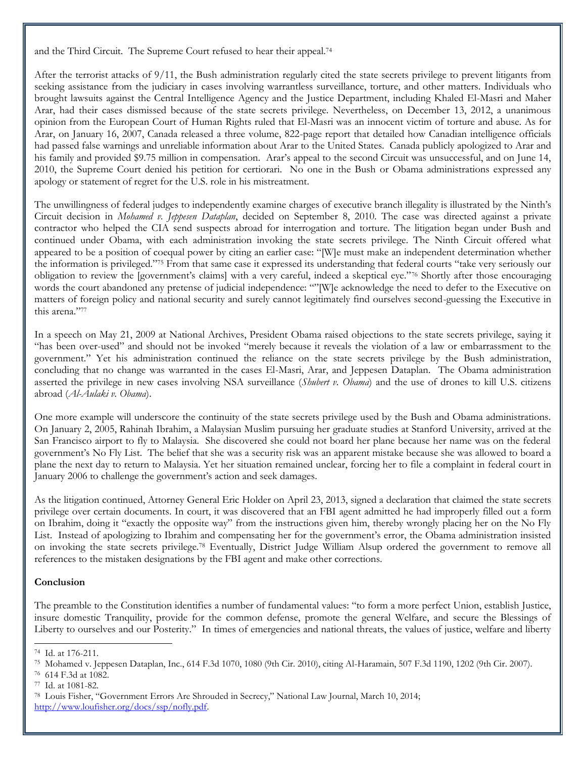and the Third Circuit. The Supreme Court refused to hear their appeal.[74]

After the terrorist attacks of 9/11, the Bush administration regularly cited the state secrets privilege to prevent litigants from seeking assistance from the judiciary in cases involving warrantless surveillance, torture, and other matters. Individuals who brought lawsuits against the Central Intelligence Agency and the Justice Department, including Khaled El-Masri and Maher Arar, had their cases dismissed because of the state secrets privilege. Nevertheless, on December 13, 2012, a unanimous opinion from the European Court of Human Rights ruled that El-Masri was an innocent victim of torture and abuse. As for Arar, on January 16, 2007, Canada released a three volume, 822-page report that detailed how Canadian intelligence officials had passed false warnings and unreliable information about Arar to the United States. Canada publicly apologized to Arar and his family and provided $9.75 million in compensation. Arar's appeal to the second Circuit was unsuccessful, and on June 14, 2010, the Supreme Court denied his petition for certiorari. No one in the Bush or Obama administrations expressed any apology or statement of regret for the U.S. role in his mistreatment.

The unwillingness of federal judges to independently examine charges of executive branch illegality is illustrated by the Ninth's Circuit decision in *Mohamed v. Jeppesen Dataplan*, decided on September 8, 2010. The case was directed against a private contractor who helped the CIA send suspects abroad for interrogation and torture. The litigation began under Bush and continued under Obama, with each administration invoking the state secrets privilege. The Ninth Circuit offered what appeared to be a position of coequal power by citing an earlier case: "[W]e must make an independent determination whether the information is privileged."[75] From that same case it expressed its understanding that federal courts "take very seriously our obligation to review the [government's claims] with a very careful, indeed a skeptical eye."[76] Shortly after those encouraging words the court abandoned any pretense of judicial independence: ""[W]e acknowledge the need to defer to the Executive on matters of foreign policy and national security and surely cannot legitimately find ourselves second-guessing the Executive in this arena."[77]

In a speech on May 21, 2009 at National Archives, President Obama raised objections to the state secrets privilege, saying it "has been over-used" and should not be invoked "merely because it reveals the violation of a law or embarrassment to the government." Yet his administration continued the reliance on the state secrets privilege by the Bush administration, concluding that no change was warranted in the cases El-Masri, Arar, and Jeppesen Dataplan. The Obama administration asserted the privilege in new cases involving NSA surveillance (*Shubert v. Obama*) and the use of drones to kill U.S. citizens abroad (*Al-Aulaki v. Obama*).

One more example will underscore the continuity of the state secrets privilege used by the Bush and Obama administrations. On January 2, 2005, Rahinah Ibrahim, a Malaysian Muslim pursuing her graduate studies at Stanford University, arrived at the San Francisco airport to fly to Malaysia. She discovered she could not board her plane because her name was on the federal government's No Fly List. The belief that she was a security risk was an apparent mistake because she was allowed to board a plane the next day to return to Malaysia. Yet her situation remained unclear, forcing her to file a complaint in federal court in January 2006 to challenge the government's action and seek damages.

As the litigation continued, Attorney General Eric Holder on April 23, 2013, signed a declaration that claimed the state secrets privilege over certain documents. In court, it was discovered that an FBI agent admitted he had improperly filled out a form on Ibrahim, doing it "exactly the opposite way" from the instructions given him, thereby wrongly placing her on the No Fly List. Instead of apologizing to Ibrahim and compensating her for the government's error, the Obama administration insisted on invoking the state secrets privilege.[78] Eventually, District Judge William Alsup ordered the government to remove all references to the mistaken designations by the FBI agent and make other corrections.

**Conclusion**

The preamble to the Constitution identifies a number of fundamental values: "to form a more perfect Union, establish Justice, insure domestic Tranquility, provide for the common defense, promote the general Welfare, and secure the Blessings of Liberty to ourselves and our Posterity." In times of emergencies and national threats, the values of justice, welfare and liberty

---

[74] Id. at 176-211.

[75] Mohamed v. Jeppesen Dataplan, Inc., 614 F.3d 1070, 1080 (9th Cir. 2010), citing Al-Haramain, 507 F.3d 1190, 1202 (9th Cir. 2007).

[76] 614 F.3d at 1082.

[77] Id. at 1081-82.

[78] Louis Fisher, "Government Errors Are Shrouded in Secrecy," National Law Journal, March 10, 2014; http://www.loufisher.org/docs/ssp/nofly.pdf.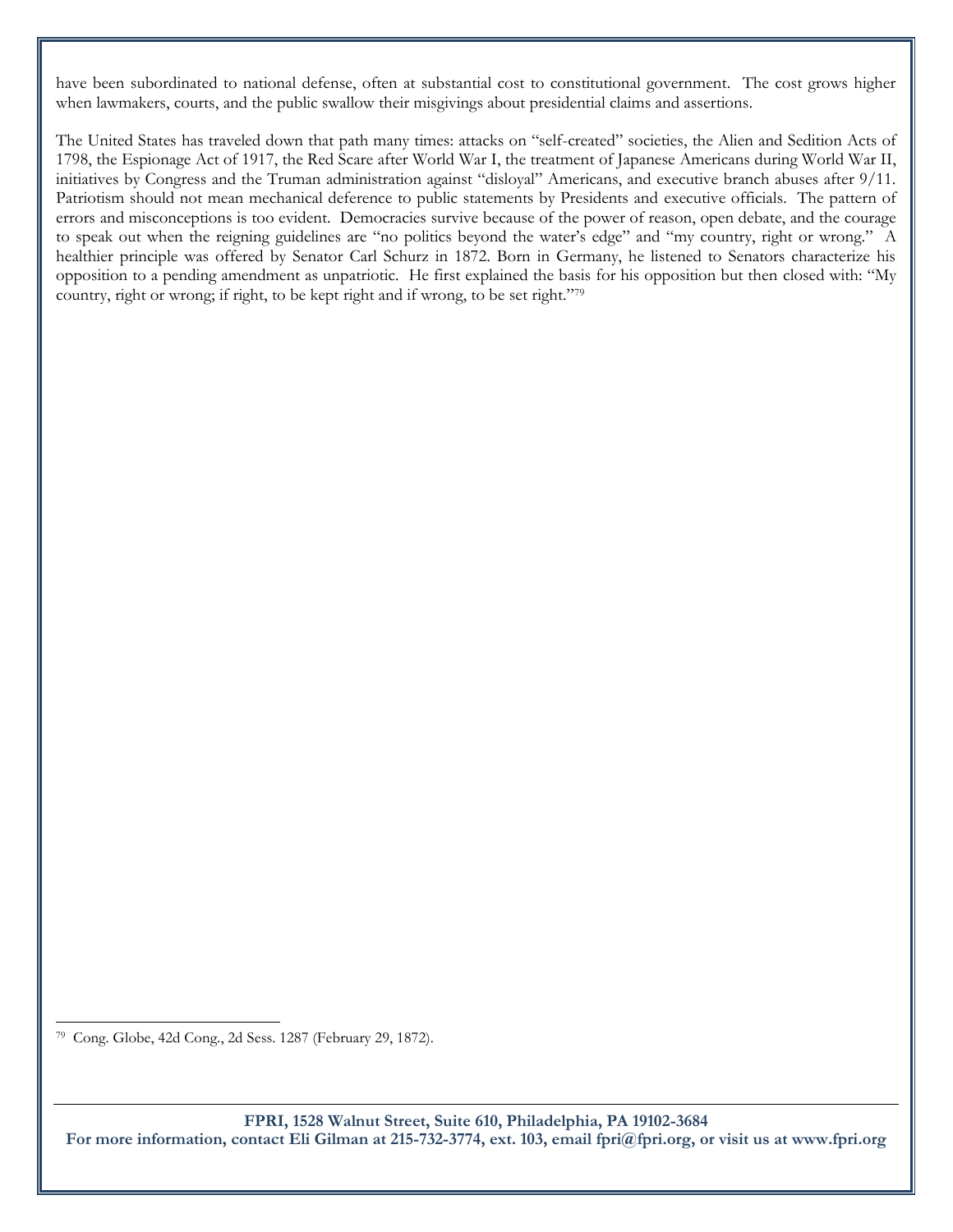have been subordinated to national defense, often at substantial cost to constitutional government. The cost grows higher when lawmakers, courts, and the public swallow their misgivings about presidential claims and assertions.

The United States has traveled down that path many times: attacks on "self-created" societies, the Alien and Sedition Acts of 1798, the Espionage Act of 1917, the Red Scare after World War I, the treatment of Japanese Americans during World War II, initiatives by Congress and the Truman administration against "disloyal" Americans, and executive branch abuses after 9/11. Patriotism should not mean mechanical deference to public statements by Presidents and executive officials. The pattern of errors and misconceptions is too evident. Democracies survive because of the power of reason, open debate, and the courage to speak out when the reigning guidelines are "no politics beyond the water's edge" and "my country, right or wrong." A healthier principle was offered by Senator Carl Schurz in 1872. Born in Germany, he listened to Senators characterize his opposition to a pending amendment as unpatriotic. He first explained the basis for his opposition but then closed with: "My country, right or wrong; if right, to be kept right and if wrong, to be set right."[79]

---

[79] Cong. Globe, 42d Cong., 2d Sess. 1287 (February 29, 1872).

**FPRI, 1528 Walnut Street, Suite 610, Philadelphia, PA 19102-3684**
**For more information, contact Eli Gilman at 215-732-3774, ext. 103, email fpri@fpri.org, or visit us at www.fpri.org**